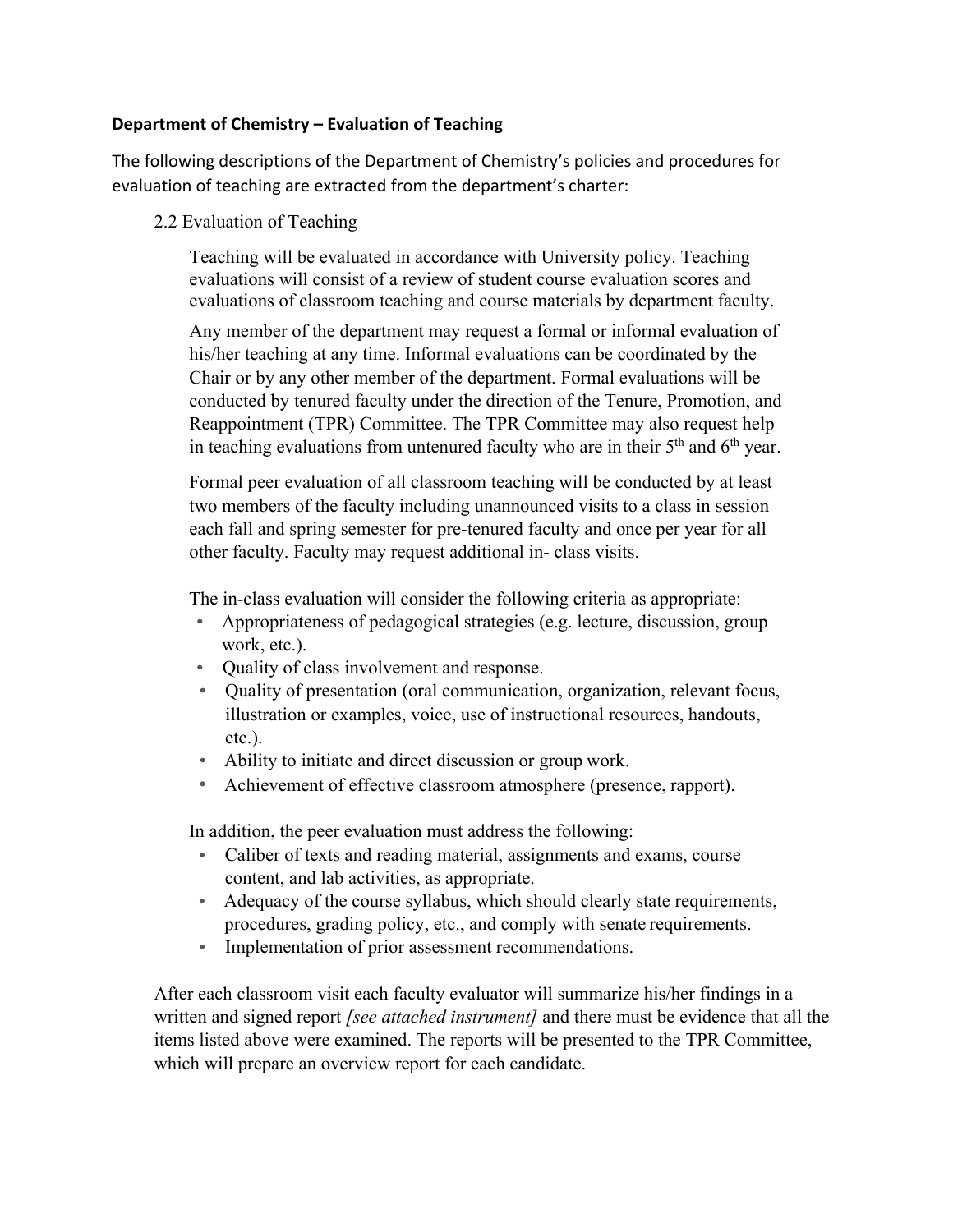**Department of Chemistry – Evaluation of Teaching**

The following descriptions of the Department of Chemistry's policies and procedures for evaluation of teaching are extracted from the department's charter:

2.2 Evaluation of Teaching

Teaching will be evaluated in accordance with University policy. Teaching evaluations will consist of a review of student course evaluation scores and evaluations of classroom teaching and course materials by department faculty.

Any member of the department may request a formal or informal evaluation of his/her teaching at any time. Informal evaluations can be coordinated by the Chair or by any other member of the department. Formal evaluations will be conducted by tenured faculty under the direction of the Tenure, Promotion, and Reappointment (TPR) Committee. The TPR Committee may also request help in teaching evaluations from untenured faculty who are in their 5th and 6th year.

Formal peer evaluation of all classroom teaching will be conducted by at least two members of the faculty including unannounced visits to a class in session each fall and spring semester for pre-tenured faculty and once per year for all other faculty. Faculty may request additional in- class visits.

The in-class evaluation will consider the following criteria as appropriate:

- Appropriateness of pedagogical strategies (e.g. lecture, discussion, group work, etc.).
- Quality of class involvement and response.
- Quality of presentation (oral communication, organization, relevant focus, illustration or examples, voice, use of instructional resources, handouts, etc.).
- Ability to initiate and direct discussion or group work.
- Achievement of effective classroom atmosphere (presence, rapport).

In addition, the peer evaluation must address the following:

- Caliber of texts and reading material, assignments and exams, course content, and lab activities, as appropriate.
- Adequacy of the course syllabus, which should clearly state requirements, procedures, grading policy, etc., and comply with senate requirements.
- Implementation of prior assessment recommendations.

After each classroom visit each faculty evaluator will summarize his/her findings in a written and signed report *[see attached instrument]* and there must be evidence that all the items listed above were examined. The reports will be presented to the TPR Committee, which will prepare an overview report for each candidate.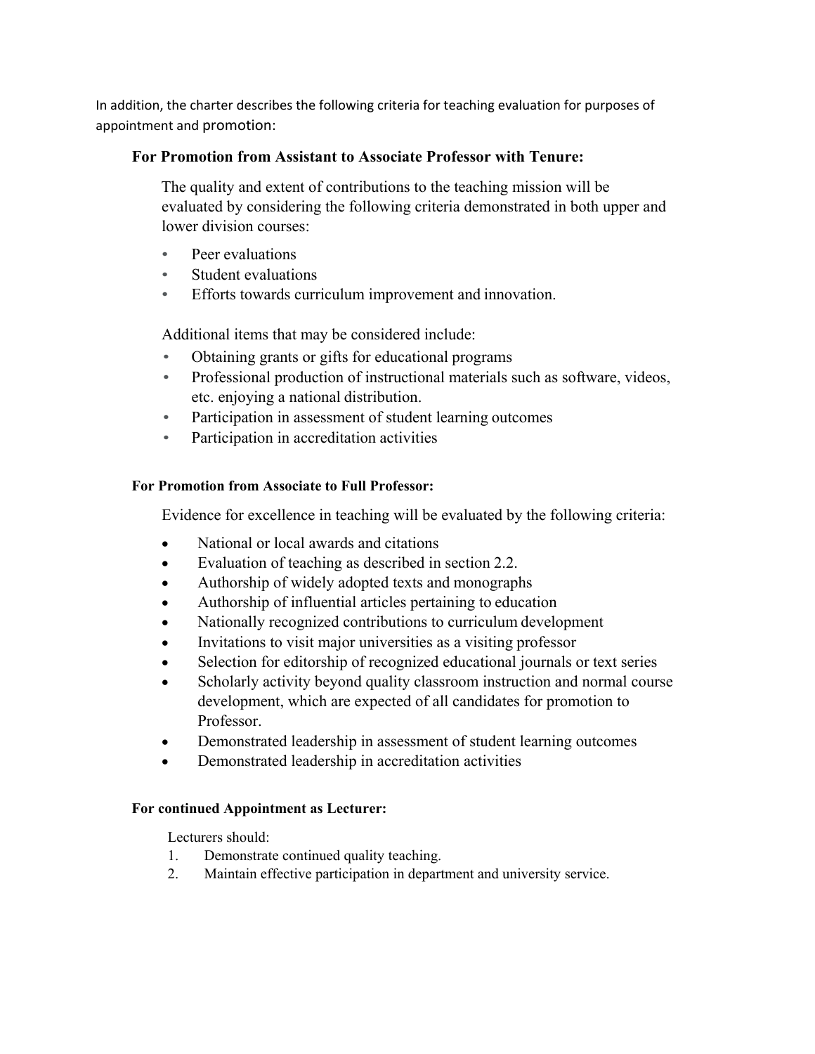In addition, the charter describes the following criteria for teaching evaluation for purposes of appointment and promotion:

### For Promotion from Assistant to Associate Professor with Tenure:

The quality and extent of contributions to the teaching mission will be evaluated by considering the following criteria demonstrated in both upper and lower division courses:

- Peer evaluations
- Student evaluations
- Efforts towards curriculum improvement and innovation.

Additional items that may be considered include:

- Obtaining grants or gifts for educational programs
- Professional production of instructional materials such as software, videos, etc. enjoying a national distribution.
- Participation in assessment of student learning outcomes
- Participation in accreditation activities

#### For Promotion from Associate to Full Professor:

Evidence for excellence in teaching will be evaluated by the following criteria:

- National or local awards and citations
- Evaluation of teaching as described in section 2.2.
- Authorship of widely adopted texts and monographs
- Authorship of influential articles pertaining to education
- Nationally recognized contributions to curriculum development
- Invitations to visit major universities as a visiting professor
- Selection for editorship of recognized educational journals or text series
- Scholarly activity beyond quality classroom instruction and normal course development, which are expected of all candidates for promotion to Professor.
- Demonstrated leadership in assessment of student learning outcomes
- Demonstrated leadership in accreditation activities

#### For continued Appointment as Lecturer:

Lecturers should:

1. Demonstrate continued quality teaching.
2. Maintain effective participation in department and university service.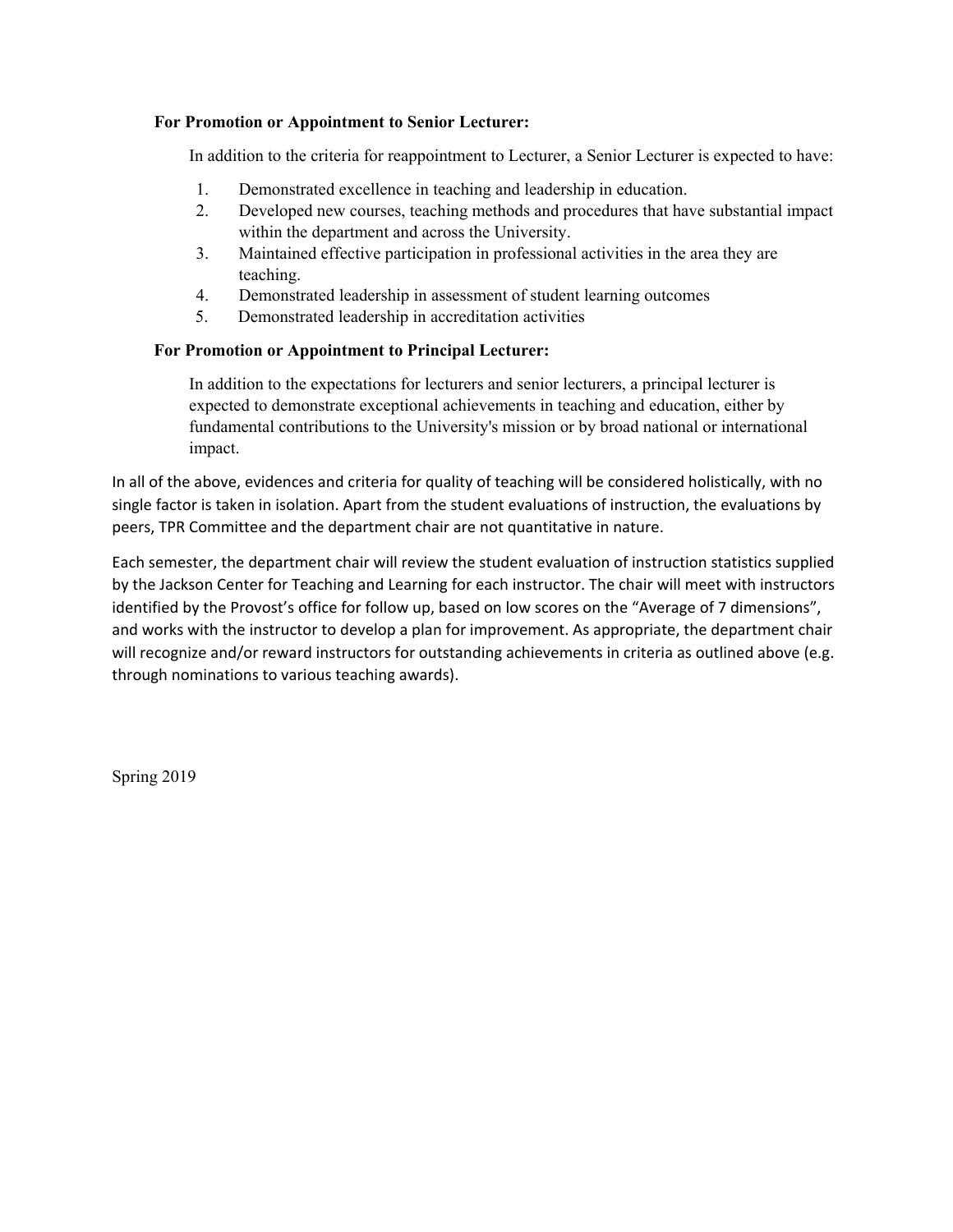**For Promotion or Appointment to Senior Lecturer:**

In addition to the criteria for reappointment to Lecturer, a Senior Lecturer is expected to have:

1. Demonstrated excellence in teaching and leadership in education.
2. Developed new courses, teaching methods and procedures that have substantial impact within the department and across the University.
3. Maintained effective participation in professional activities in the area they are teaching.
4. Demonstrated leadership in assessment of student learning outcomes
5. Demonstrated leadership in accreditation activities

**For Promotion or Appointment to Principal Lecturer:**

In addition to the expectations for lecturers and senior lecturers, a principal lecturer is expected to demonstrate exceptional achievements in teaching and education, either by fundamental contributions to the University's mission or by broad national or international impact.

In all of the above, evidences and criteria for quality of teaching will be considered holistically, with no single factor is taken in isolation. Apart from the student evaluations of instruction, the evaluations by peers, TPR Committee and the department chair are not quantitative in nature.

Each semester, the department chair will review the student evaluation of instruction statistics supplied by the Jackson Center for Teaching and Learning for each instructor. The chair will meet with instructors identified by the Provost's office for follow up, based on low scores on the "Average of 7 dimensions", and works with the instructor to develop a plan for improvement. As appropriate, the department chair will recognize and/or reward instructors for outstanding achievements in criteria as outlined above (e.g. through nominations to various teaching awards).

Spring 2019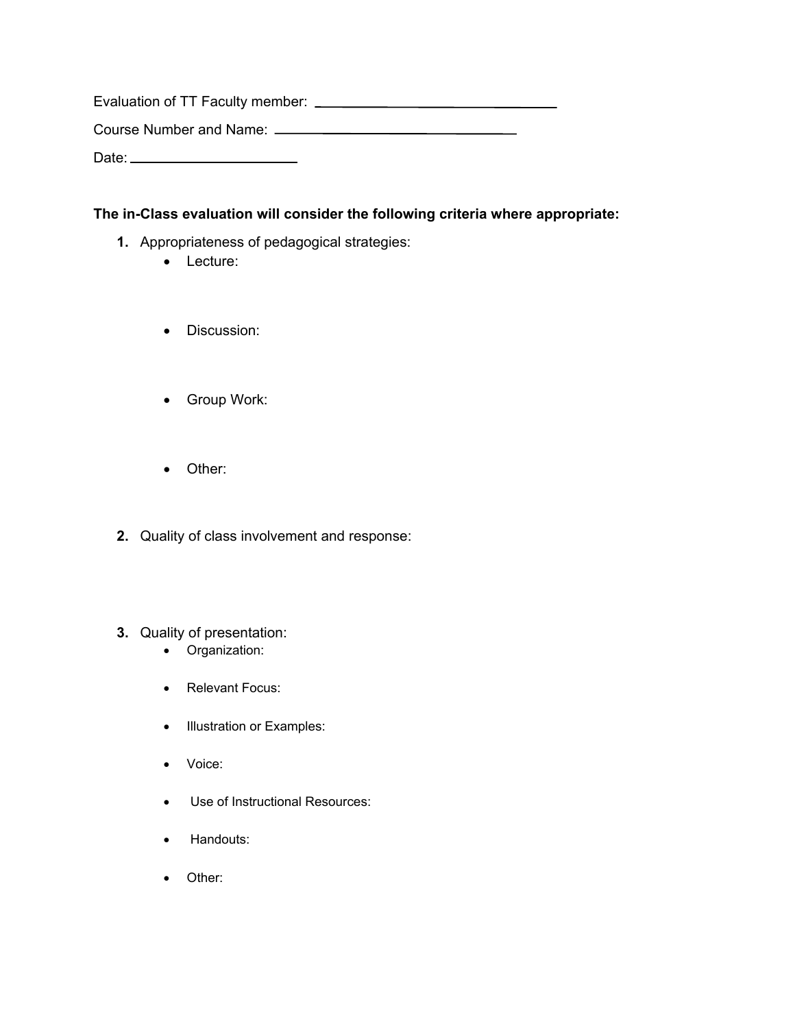Evaluation of TT Faculty member: ______________________________

Course Number and Name: ______________________________

Date: ____________________

**The in-Class evaluation will consider the following criteria where appropriate:**

1. Appropriateness of pedagogical strategies:
   - Lecture:
   - Discussion:
   - Group Work:
   - Other:
2. Quality of class involvement and response:
3. Quality of presentation:
   - Organization:
   - Relevant Focus:
   - Illustration or Examples:
   - Voice:
   - Use of Instructional Resources:
   - Handouts:
   - Other: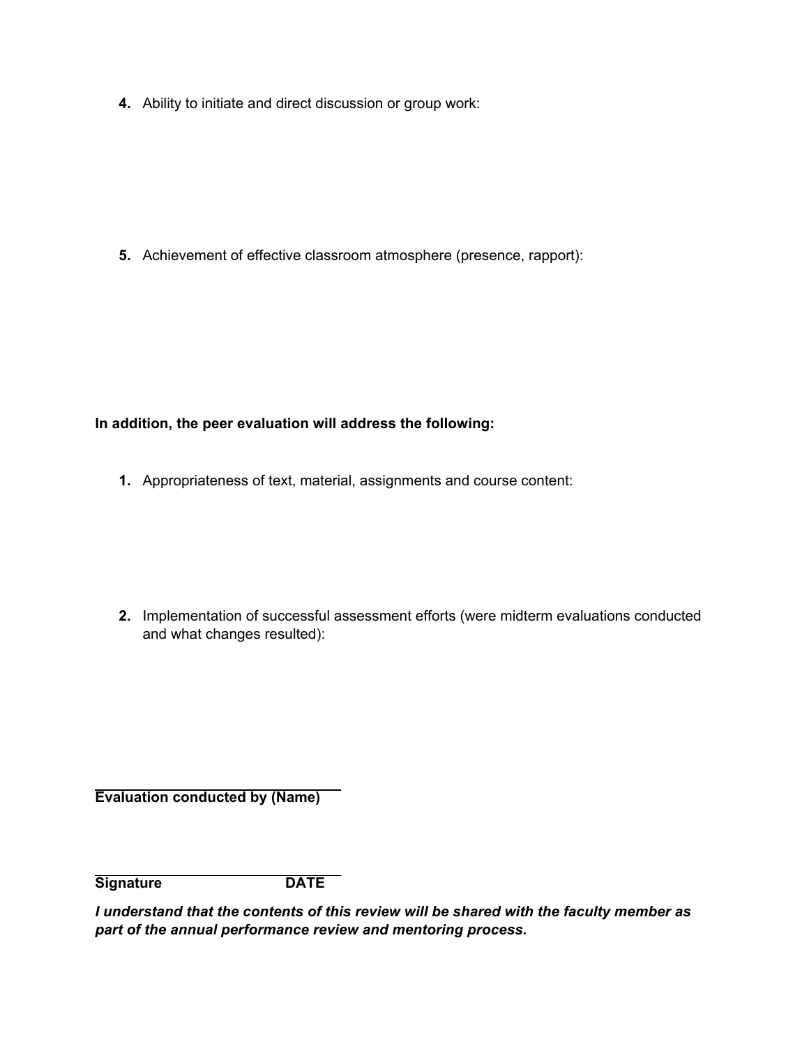4. Ability to initiate and direct discussion or group work:

5. Achievement of effective classroom atmosphere (presence, rapport):

**In addition, the peer evaluation will address the following:**

1. Appropriateness of text, material, assignments and course content:

2. Implementation of successful assessment efforts (were midterm evaluations conducted and what changes resulted):

\_\_\_\_\_\_\_\_\_\_\_\_\_\_\_\_\_\_\_\_\_\_\_\_\_\_\_\_\_\_\_\_
**Evaluation conducted by (Name)**

\_\_\_\_\_\_\_\_\_\_\_\_\_\_\_\_\_\_\_\_\_\_\_\_\_\_\_\_\_\_\_\_
**Signature DATE**

***I understand that the contents of this review will be shared with the faculty member as part of the annual performance review and mentoring process.***